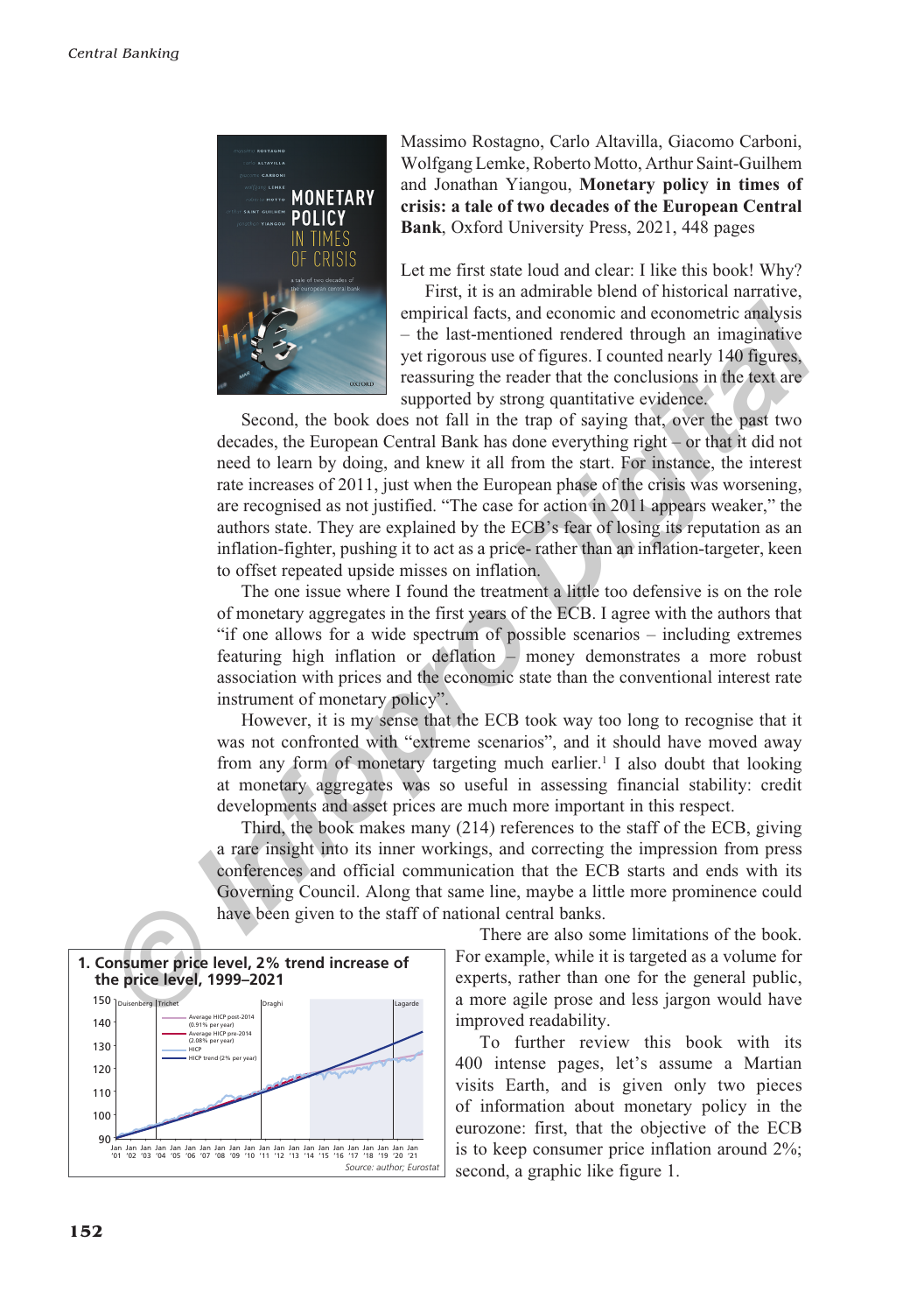Massimo Rostagno, Carlo Altavilla, Giacomo Carboni, Wolfgang Lemke, Roberto Motto, Arthur Saint-Guilhem and Jonathan Yiangou, **Monetary policy in times of crisis: a tale of two decades of the European Central Bank**, Oxford University Press, 2021, 448 pages

Let me first state loud and clear: I like this book! Why?

First, it is an admirable blend of historical narrative, empirical facts, and economic and econometric analysis – the last-mentioned rendered through an imaginative yet rigorous use of figures. I counted nearly 140 figures, reassuring the reader that the conclusions in the text are supported by strong quantitative evidence.

Second, the book does not fall in the trap of saying that, over the past two decades, the European Central Bank has done everything right – or that it did not need to learn by doing, and knew it all from the start. For instance, the interest rate increases of 2011, just when the European phase of the crisis was worsening, are recognised as not justified. "The case for action in 2011 appears weaker," the authors state. They are explained by the ECB's fear of losing its reputation as an inflation-fighter, pushing it to act as a price- rather than an inflation-targeter, keen to offset repeated upside misses on inflation.

The one issue where I found the treatment a little too defensive is on the role of monetary aggregates in the first years of the ECB. I agree with the authors that "if one allows for a wide spectrum of possible scenarios – including extremes featuring high inflation or deflation – money demonstrates a more robust association with prices and the economic state than the conventional interest rate instrument of monetary policy".

However, it is my sense that the ECB took way too long to recognise that it was not confronted with "extreme scenarios", and it should have moved away from any form of monetary targeting much earlier.[1] I also doubt that looking at monetary aggregates was so useful in assessing financial stability: credit developments and asset prices are much more important in this respect.

Third, the book makes many (214) references to the staff of the ECB, giving a rare insight into its inner workings, and correcting the impression from press conferences and official communication that the ECB starts and ends with its Governing Council. Along that same line, maybe a little more prominence could have been given to the staff of national central banks.

**1. Consumer price level, 2% trend increase of the price level, 1999–2021**

Source: author; Eurostat

There are also some limitations of the book. For example, while it is targeted as a volume for experts, rather than one for the general public, a more agile prose and less jargon would have improved readability.

To further review this book with its 400 intense pages, let's assume a Martian visits Earth, and is given only two pieces of information about monetary policy in the eurozone: first, that the objective of the ECB is to keep consumer price inflation around 2%; second, a graphic like figure 1.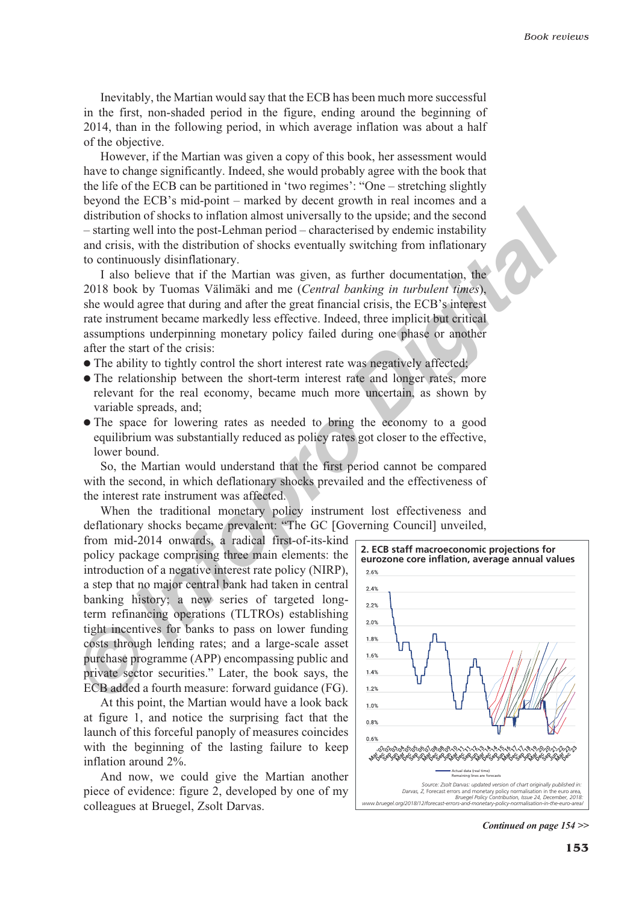Inevitably, the Martian would say that the ECB has been much more successful in the first, non-shaded period in the figure, ending around the beginning of 2014, than in the following period, in which average inflation was about a half of the objective.

However, if the Martian was given a copy of this book, her assessment would have to change significantly. Indeed, she would probably agree with the book that the life of the ECB can be partitioned in 'two regimes': "One – stretching slightly beyond the ECB's mid-point – marked by decent growth in real incomes and a distribution of shocks to inflation almost universally to the upside; and the second – starting well into the post-Lehman period – characterised by endemic instability and crisis, with the distribution of shocks eventually switching from inflationary to continuously disinflationary.

I also believe that if the Martian was given, as further documentation, the 2018 book by Tuomas Välimäki and me (*Central banking in turbulent times*), she would agree that during and after the great financial crisis, the ECB's interest rate instrument became markedly less effective. Indeed, three implicit but critical assumptions underpinning monetary policy failed during one phase or another after the start of the crisis:

- The ability to tightly control the short interest rate was negatively affected;
- The relationship between the short-term interest rate and longer rates, more relevant for the real economy, became much more uncertain, as shown by variable spreads, and;
- The space for lowering rates as needed to bring the economy to a good equilibrium was substantially reduced as policy rates got closer to the effective, lower bound.

So, the Martian would understand that the first period cannot be compared with the second, in which deflationary shocks prevailed and the effectiveness of the interest rate instrument was affected.

When the traditional monetary policy instrument lost effectiveness and deflationary shocks became prevalent: "The GC [Governing Council] unveiled, from mid-2014 onwards, a radical first-of-its-kind policy package comprising three main elements: the introduction of a negative interest rate policy (NIRP), a step that no major central bank had taken in central banking history; a new series of targeted long-term refinancing operations (TLTROs) establishing tight incentives for banks to pass on lower funding costs through lending rates; and a large-scale asset purchase programme (APP) encompassing public and private sector securities." Later, the book says, the ECB added a fourth measure: forward guidance (FG).

At this point, the Martian would have a look back at figure 1, and notice the surprising fact that the launch of this forceful panoply of measures coincides with the beginning of the lasting failure to keep inflation around 2%.

And now, we could give the Martian another piece of evidence: figure 2, developed by one of my colleagues at Bruegel, Zsolt Darvas.

**2. ECB staff macroeconomic projections for eurozone core inflation, average annual values**

Actual data (real time)
Remaining lines are forecasts

*Source: Zsolt Darvas: updated version of chart originally published in: Darvas, Z, Forecast errors and monetary policy normalisation in the euro area, Bruegel Policy Contribution, Issue 24, December, 2018: www.bruegel.org/2018/12/forecast-errors-and-monetary-policy-normalisation-in-the-euro-area/*

***Continued on page 154 >>***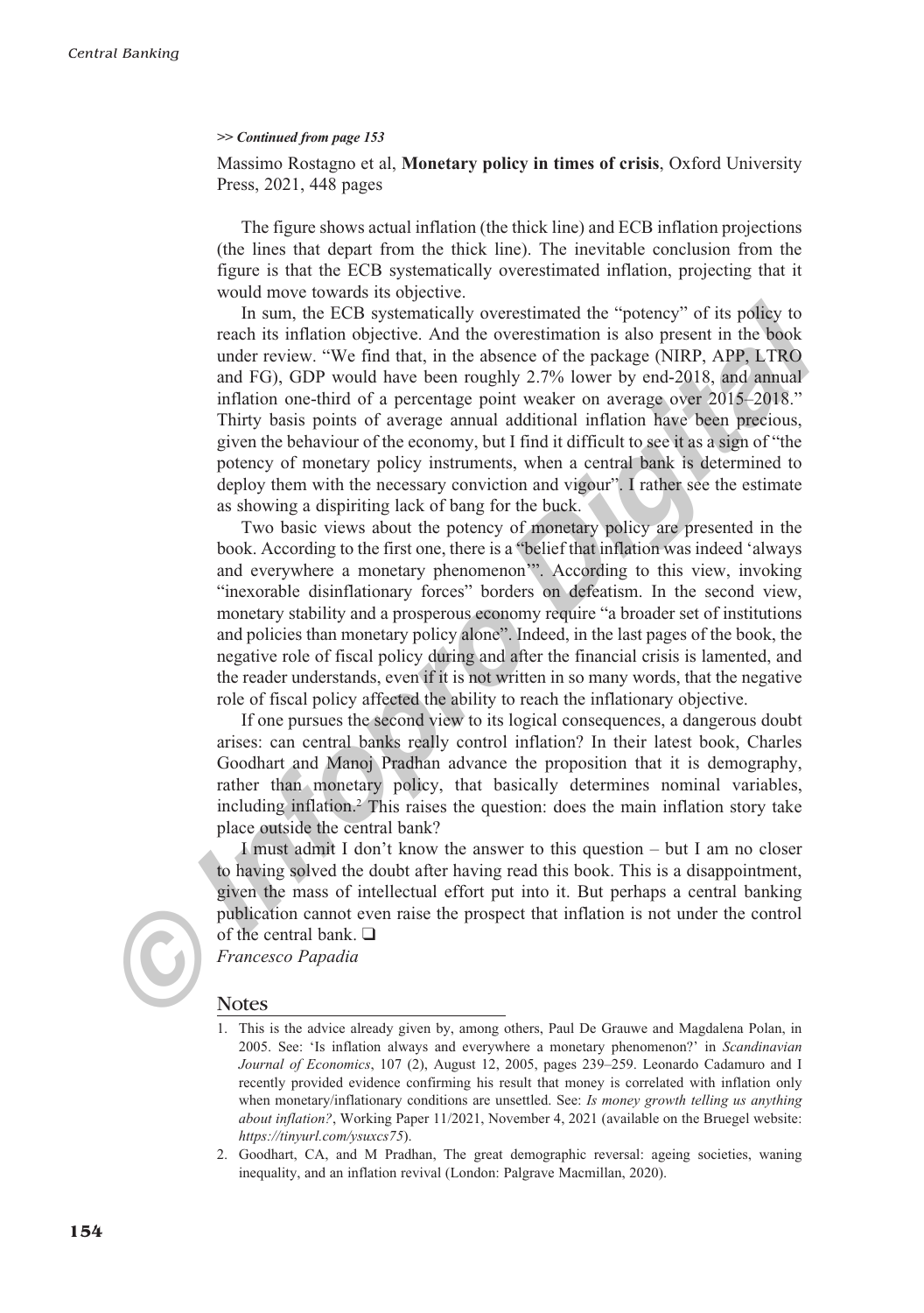**>> *Continued from page 153***

Massimo Rostagno et al, **Monetary policy in times of crisis**, Oxford University Press, 2021, 448 pages

The figure shows actual inflation (the thick line) and ECB inflation projections (the lines that depart from the thick line). The inevitable conclusion from the figure is that the ECB systematically overestimated inflation, projecting that it would move towards its objective.

In sum, the ECB systematically overestimated the "potency" of its policy to reach its inflation objective. And the overestimation is also present in the book under review. "We find that, in the absence of the package (NIRP, APP, LTRO and FG), GDP would have been roughly 2.7% lower by end-2018, and annual inflation one-third of a percentage point weaker on average over 2015–2018." Thirty basis points of average annual additional inflation have been precious, given the behaviour of the economy, but I find it difficult to see it as a sign of "the potency of monetary policy instruments, when a central bank is determined to deploy them with the necessary conviction and vigour". I rather see the estimate as showing a dispiriting lack of bang for the buck.

Two basic views about the potency of monetary policy are presented in the book. According to the first one, there is a "belief that inflation was indeed 'always and everywhere a monetary phenomenon'". According to this view, invoking "inexorable disinflationary forces" borders on defeatism. In the second view, monetary stability and a prosperous economy require "a broader set of institutions and policies than monetary policy alone". Indeed, in the last pages of the book, the negative role of fiscal policy during and after the financial crisis is lamented, and the reader understands, even if it is not written in so many words, that the negative role of fiscal policy affected the ability to reach the inflationary objective.

If one pursues the second view to its logical consequences, a dangerous doubt arises: can central banks really control inflation? In their latest book, Charles Goodhart and Manoj Pradhan advance the proposition that it is demography, rather than monetary policy, that basically determines nominal variables, including inflation.[2] This raises the question: does the main inflation story take place outside the central bank?

I must admit I don't know the answer to this question – but I am no closer to having solved the doubt after having read this book. This is a disappointment, given the mass of intellectual effort put into it. But perhaps a central banking publication cannot even raise the prospect that inflation is not under the control of the central bank. ❑

*Francesco Papadia*

## Notes

1. This is the advice already given by, among others, Paul De Grauwe and Magdalena Polan, in 2005. See: 'Is inflation always and everywhere a monetary phenomenon?' in *Scandinavian Journal of Economics*, 107 (2), August 12, 2005, pages 239–259. Leonardo Cadamuro and I recently provided evidence confirming his result that money is correlated with inflation only when monetary/inflationary conditions are unsettled. See: *Is money growth telling us anything about inflation?*, Working Paper 11/2021, November 4, 2021 (available on the Bruegel website: *https://tinyurl.com/ysuxcs75*).
2. Goodhart, CA, and M Pradhan, The great demographic reversal: ageing societies, waning inequality, and an inflation revival (London: Palgrave Macmillan, 2020).